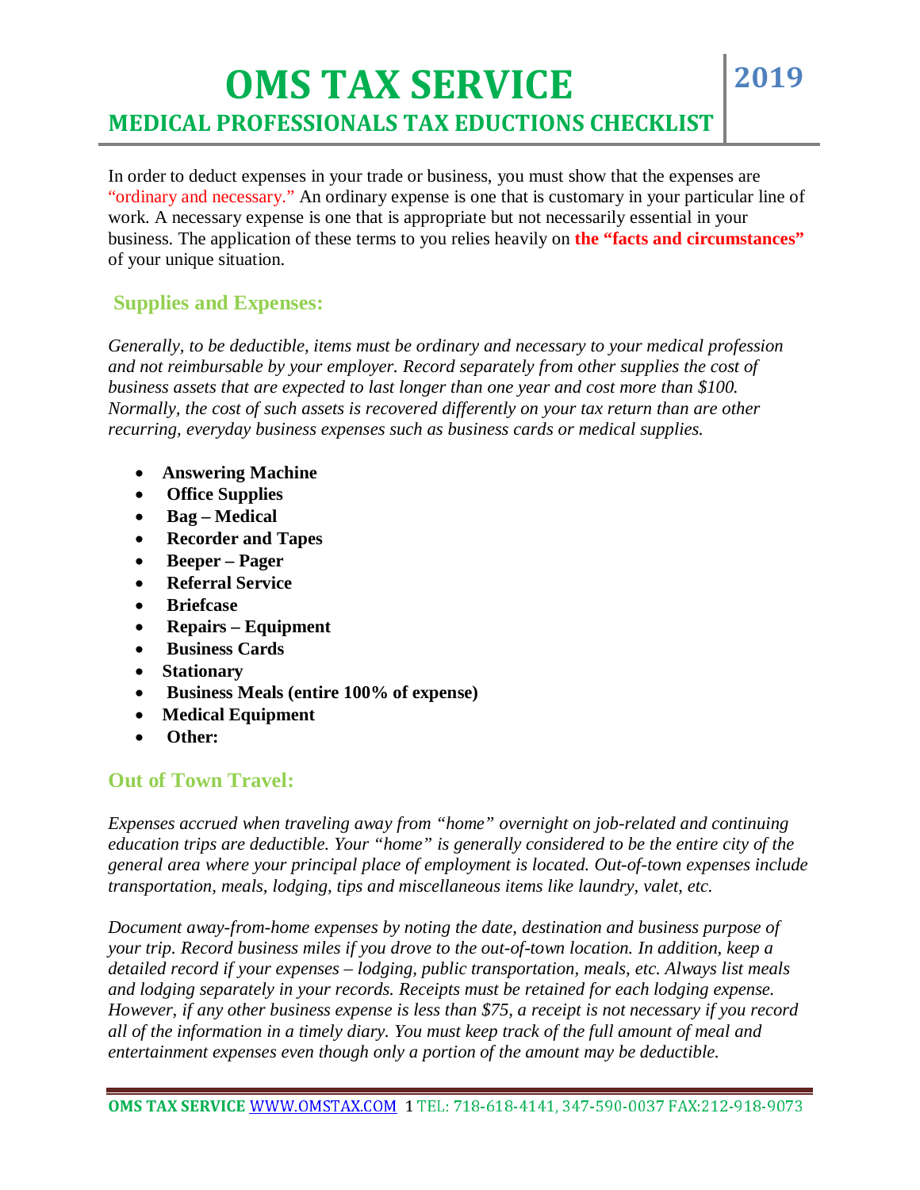# OMS TAX SERVICE

## MEDICAL PROFESSIONALS TAX EDUCTIONS CHECKLIST

**2019**

In order to deduct expenses in your trade or business, you must show that the expenses are "ordinary and necessary." An ordinary expense is one that is customary in your particular line of work. A necessary expense is one that is appropriate but not necessarily essential in your business. The application of these terms to you relies heavily on **the "facts and circumstances"** of your unique situation.

### Supplies and Expenses:

*Generally, to be deductible, items must be ordinary and necessary to your medical profession and not reimbursable by your employer. Record separately from other supplies the cost of business assets that are expected to last longer than one year and cost more than $100. Normally, the cost of such assets is recovered differently on your tax return than are other recurring, everyday business expenses such as business cards or medical supplies.*

- **Answering Machine**
- **Office Supplies**
- **Bag – Medical**
- **Recorder and Tapes**
- **Beeper – Pager**
- **Referral Service**
- **Briefcase**
- **Repairs – Equipment**
- **Business Cards**
- **Stationary**
- **Business Meals (entire 100% of expense)**
- **Medical Equipment**
- **Other:**

### Out of Town Travel:

*Expenses accrued when traveling away from "home" overnight on job-related and continuing education trips are deductible. Your "home" is generally considered to be the entire city of the general area where your principal place of employment is located. Out-of-town expenses include transportation, meals, lodging, tips and miscellaneous items like laundry, valet, etc.*

*Document away-from-home expenses by noting the date, destination and business purpose of your trip. Record business miles if you drove to the out-of-town location. In addition, keep a detailed record if your expenses – lodging, public transportation, meals, etc. Always list meals and lodging separately in your records. Receipts must be retained for each lodging expense. However, if any other business expense is less than $75, a receipt is not necessary if you record all of the information in a timely diary. You must keep track of the full amount of meal and entertainment expenses even though only a portion of the amount may be deductible.*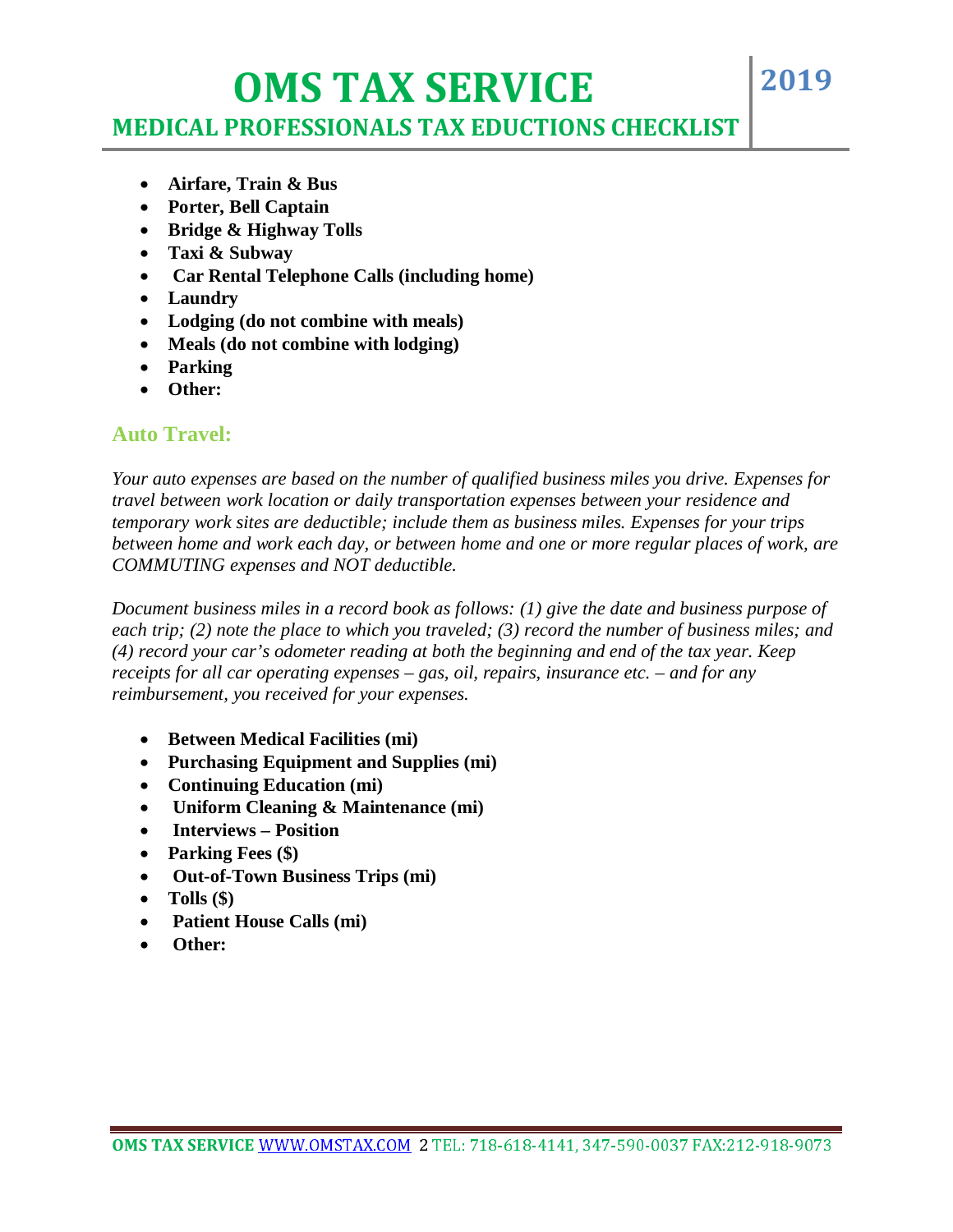- **Airfare, Train & Bus**
- **Porter, Bell Captain**
- **Bridge & Highway Tolls**
- **Taxi & Subway**
- **Car Rental Telephone Calls (including home)**
- **Laundry**
- **Lodging (do not combine with meals)**
- **Meals (do not combine with lodging)**
- **Parking**
- **Other:**

## Auto Travel:

*Your auto expenses are based on the number of qualified business miles you drive. Expenses for travel between work location or daily transportation expenses between your residence and temporary work sites are deductible; include them as business miles. Expenses for your trips between home and work each day, or between home and one or more regular places of work, are COMMUTING expenses and NOT deductible.*

*Document business miles in a record book as follows: (1) give the date and business purpose of each trip; (2) note the place to which you traveled; (3) record the number of business miles; and (4) record your car's odometer reading at both the beginning and end of the tax year. Keep receipts for all car operating expenses – gas, oil, repairs, insurance etc. – and for any reimbursement, you received for your expenses.*

- **Between Medical Facilities (mi)**
- **Purchasing Equipment and Supplies (mi)**
- **Continuing Education (mi)**
- **Uniform Cleaning & Maintenance (mi)**
- **Interviews – Position**
- **Parking Fees ($)**
- **Out-of-Town Business Trips (mi)**
- **Tolls ($)**
- **Patient House Calls (mi)**
- **Other:**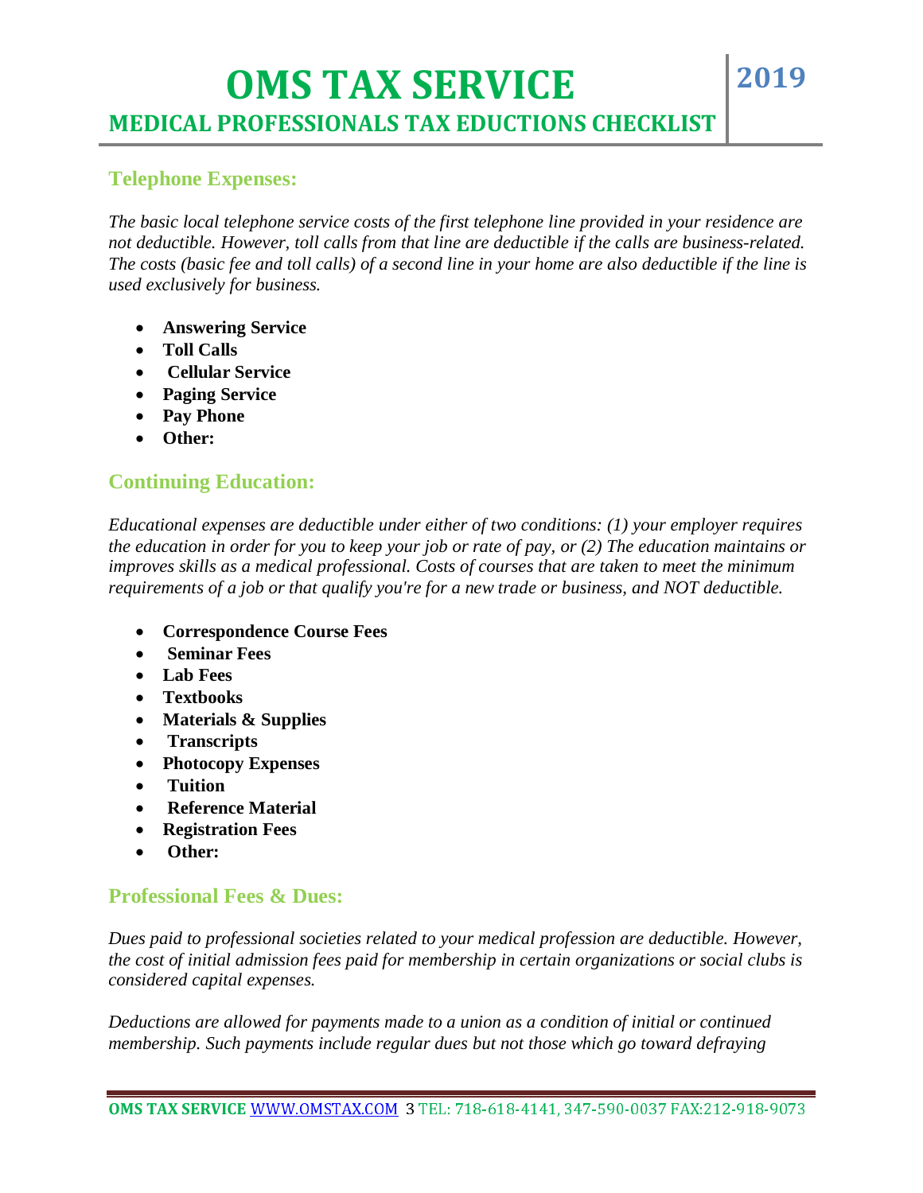## Telephone Expenses:

*The basic local telephone service costs of the first telephone line provided in your residence are not deductible. However, toll calls from that line are deductible if the calls are business-related. The costs (basic fee and toll calls) of a second line in your home are also deductible if the line is used exclusively for business.*

- **Answering Service**
- **Toll Calls**
- **Cellular Service**
- **Paging Service**
- **Pay Phone**
- **Other:**

## Continuing Education:

*Educational expenses are deductible under either of two conditions: (1) your employer requires the education in order for you to keep your job or rate of pay, or (2) The education maintains or improves skills as a medical professional. Costs of courses that are taken to meet the minimum requirements of a job or that qualify you're for a new trade or business, and NOT deductible.*

- **Correspondence Course Fees**
- **Seminar Fees**
- **Lab Fees**
- **Textbooks**
- **Materials & Supplies**
- **Transcripts**
- **Photocopy Expenses**
- **Tuition**
- **Reference Material**
- **Registration Fees**
- **Other:**

## Professional Fees & Dues:

*Dues paid to professional societies related to your medical profession are deductible. However, the cost of initial admission fees paid for membership in certain organizations or social clubs is considered capital expenses.*

*Deductions are allowed for payments made to a union as a condition of initial or continued membership. Such payments include regular dues but not those which go toward defraying*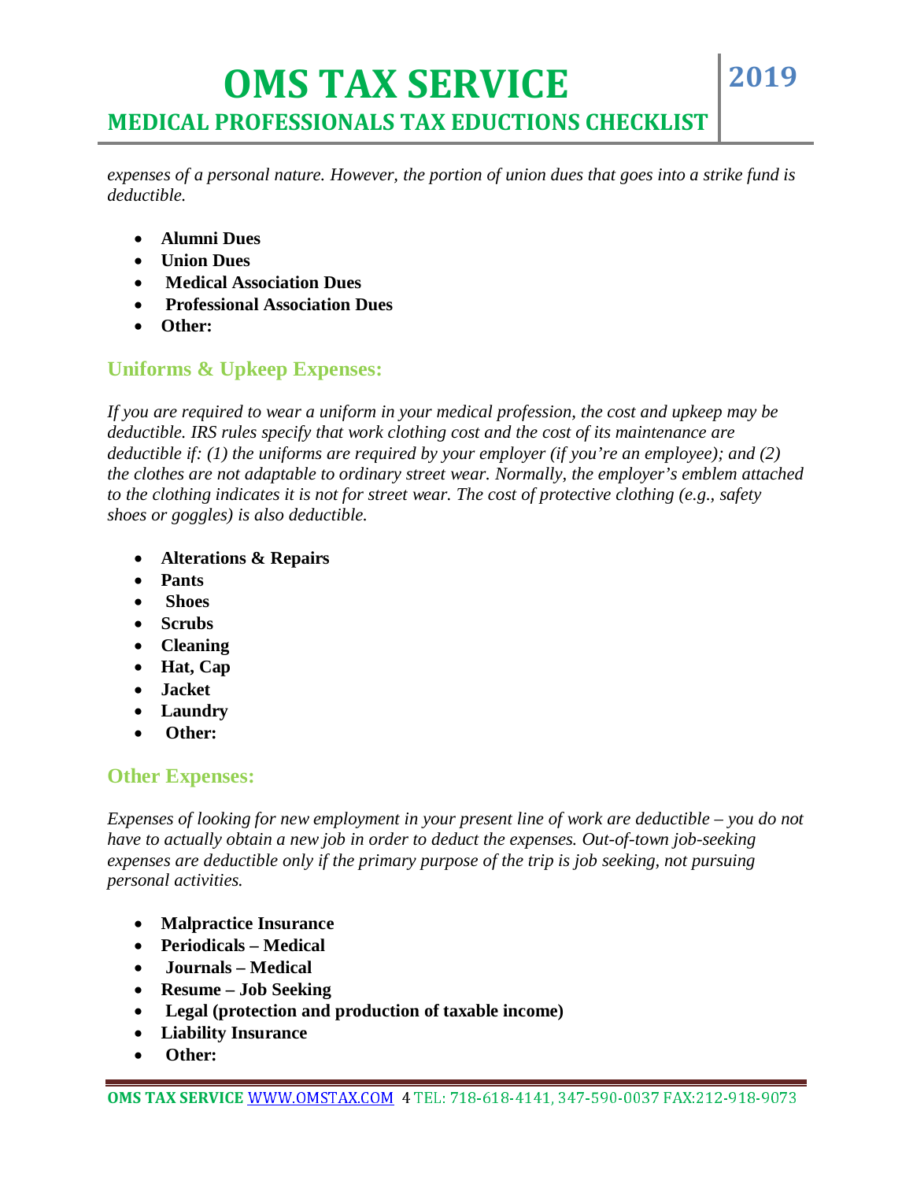*expenses of a personal nature. However, the portion of union dues that goes into a strike fund is deductible.*

- **Alumni Dues**
- **Union Dues**
- **Medical Association Dues**
- **Professional Association Dues**
- **Other:**

## Uniforms & Upkeep Expenses:

*If you are required to wear a uniform in your medical profession, the cost and upkeep may be deductible. IRS rules specify that work clothing cost and the cost of its maintenance are deductible if: (1) the uniforms are required by your employer (if you're an employee); and (2) the clothes are not adaptable to ordinary street wear. Normally, the employer's emblem attached to the clothing indicates it is not for street wear. The cost of protective clothing (e.g., safety shoes or goggles) is also deductible.*

- **Alterations & Repairs**
- **Pants**
- **Shoes**
- **Scrubs**
- **Cleaning**
- **Hat, Cap**
- **Jacket**
- **Laundry**
- **Other:**

## Other Expenses:

*Expenses of looking for new employment in your present line of work are deductible – you do not have to actually obtain a new job in order to deduct the expenses. Out-of-town job-seeking expenses are deductible only if the primary purpose of the trip is job seeking, not pursuing personal activities.*

- **Malpractice Insurance**
- **Periodicals – Medical**
- **Journals – Medical**
- **Resume – Job Seeking**
- **Legal (protection and production of taxable income)**
- **Liability Insurance**
- **Other:**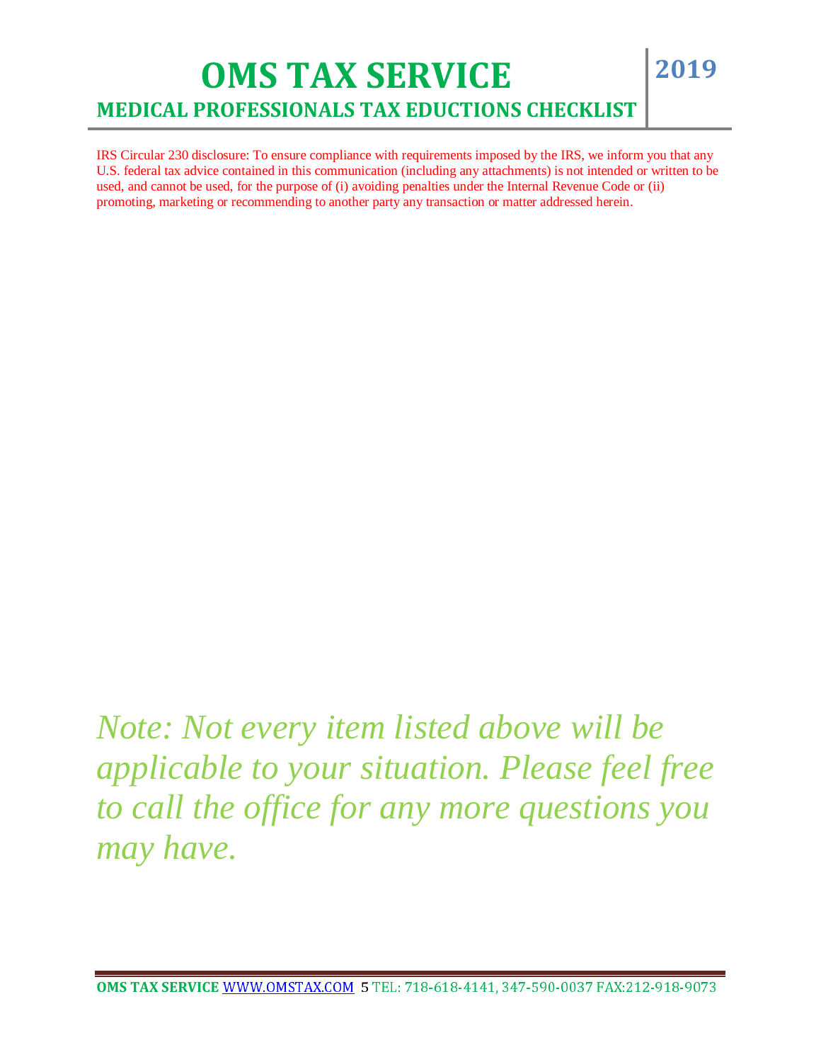IRS Circular 230 disclosure: To ensure compliance with requirements imposed by the IRS, we inform you that any U.S. federal tax advice contained in this communication (including any attachments) is not intended or written to be used, and cannot be used, for the purpose of (i) avoiding penalties under the Internal Revenue Code or (ii) promoting, marketing or recommending to another party any transaction or matter addressed herein.

*Note: Not every item listed above will be applicable to your situation. Please feel free to call the office for any more questions you may have.*